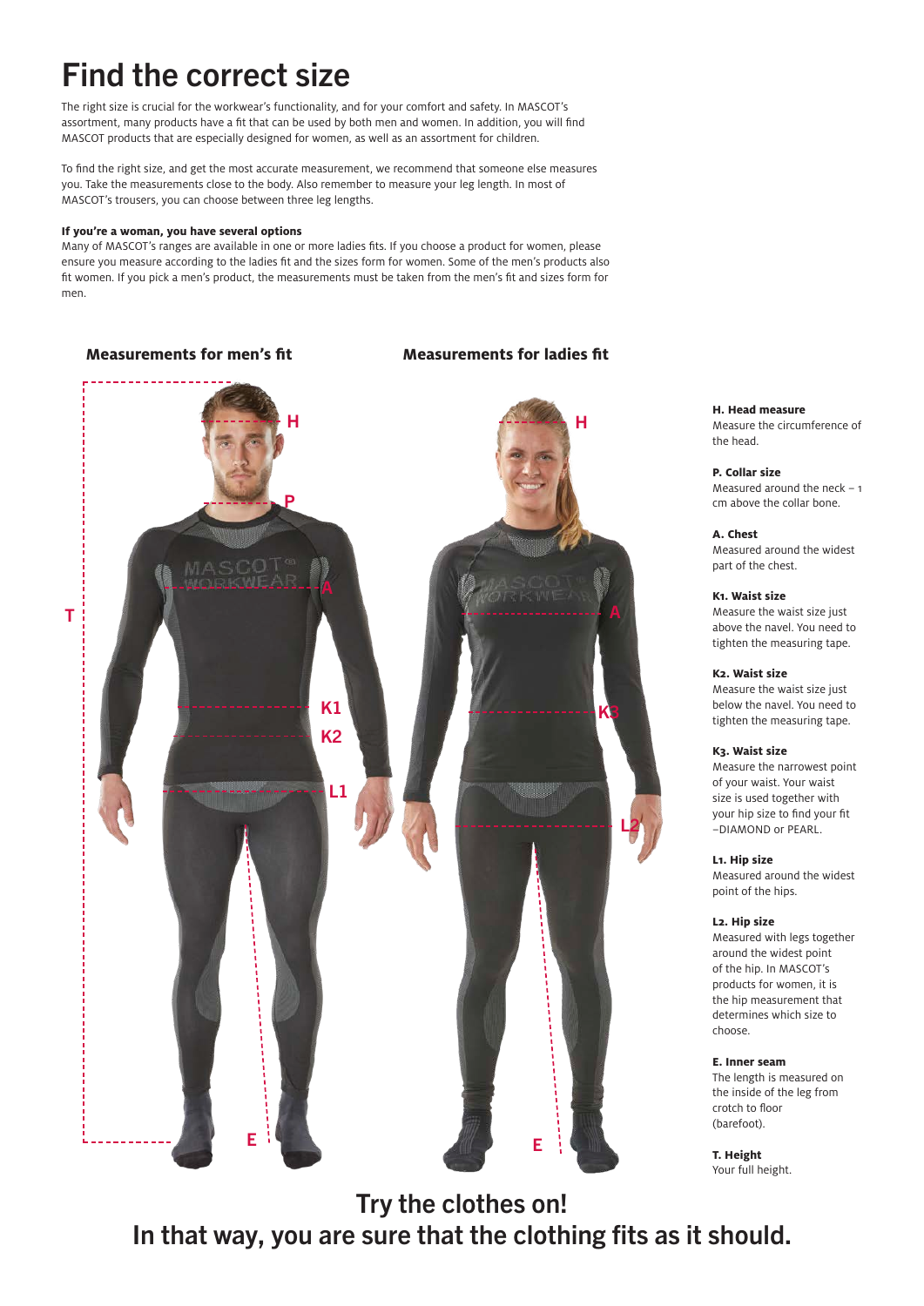# Find the correct size

The right size is crucial for the workwear's functionality, and for your comfort and safety. In MASCOT's assortment, many products have a fit that can be used by both men and women. In addition, you will find MASCOT products that are especially designed for women, as well as an assortment for children.

To find the right size, and get the most accurate measurement, we recommend that someone else measures you. Take the measurements close to the body. Also remember to measure your leg length. In most of MASCOT's trousers, you can choose between three leg lengths.

**If you're a woman, you have several options**

Many of MASCOT's ranges are available in one or more ladies fits. If you choose a product for women, please ensure you measure according to the ladies fit and the sizes form for women. Some of the men's products also fit women. If you pick a men's product, the measurements must be taken from the men's fit and sizes form for men.

**Measurements for men's fit**

**Measurements for ladies fit**

**H. Head measure**
Measure the circumference of the head.

**P. Collar size**
Measured around the neck – 1 cm above the collar bone.

**A. Chest**
Measured around the widest part of the chest.

**K1. Waist size**
Measure the waist size just above the navel. You need to tighten the measuring tape.

**K2. Waist size**
Measure the waist size just below the navel. You need to tighten the measuring tape.

**K3. Waist size**
Measure the narrowest point of your waist. Your waist size is used together with your hip size to find your fit –DIAMOND or PEARL.

**L1. Hip size**
Measured around the widest point of the hips.

**L2. Hip size**
Measured with legs together around the widest point of the hip. In MASCOT's products for women, it is the hip measurement that determines which size to choose.

**E. Inner seam**
The length is measured on the inside of the leg from crotch to floor (barefoot).

**T. Height**
Your full height.

## Try the clothes on!
## In that way, you are sure that the clothing fits as it should.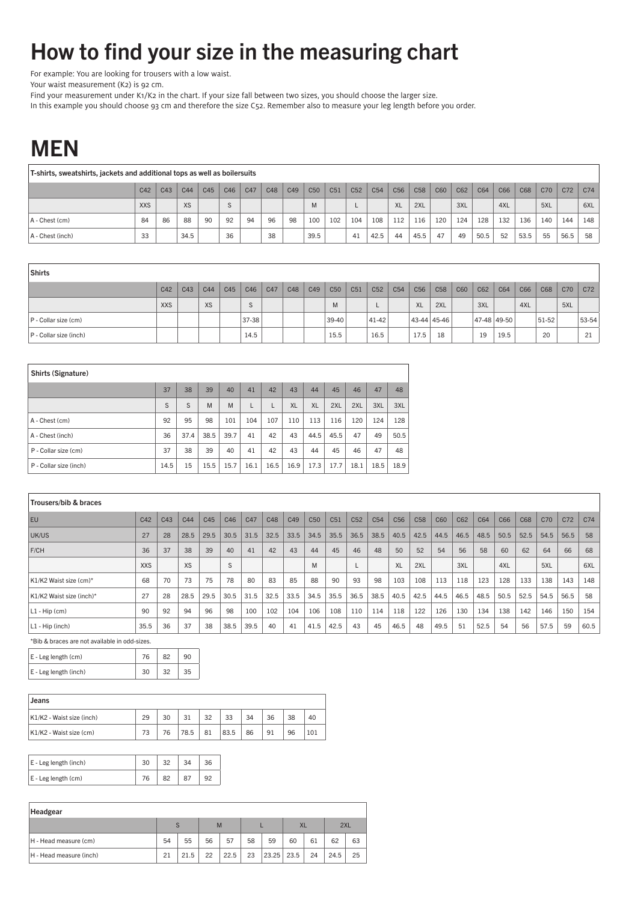# How to find your size in the measuring chart

For example: You are looking for trousers with a low waist.
Your waist measurement (K2) is 92 cm.
Find your measurement under K1/K2 in the chart. If your size fall between two sizes, you should choose the larger size.
In this example you should choose 93 cm and therefore the size C52. Remember also to measure your leg length before you order.

# MEN

**T-shirts, sweatshirts, jackets and additional tops as well as boilersuits**

| | C42 | C43 | C44 | C45 | C46 | C47 | C48 | C49 | C50 | C51 | C52 | C54 | C56 | C58 | C60 | C62 | C64 | C66 | C68 | C70 | C72 | C74 |
|---|---|---|---|---|---|---|---|---|---|---|---|---|---|---|---|---|---|---|---|---|---|---|
| | XXS | | XS | | S | | | | M | | L | | XL | 2XL | | 3XL | | 4XL | | 5XL | | 6XL |
| A - Chest (cm) | 84 | 86 | 88 | 90 | 92 | 94 | 96 | 98 | 100 | 102 | 104 | 108 | 112 | 116 | 120 | 124 | 128 | 132 | 136 | 140 | 144 | 148 |
| A - Chest (inch) | 33 | | 34.5 | | 36 | | 38 | | 39.5 | | 41 | 42.5 | 44 | 45.5 | 47 | 49 | 50.5 | 52 | 53.5 | 55 | 56.5 | 58 |

**Shirts**

| | C42 | C43 | C44 | C45 | C46 | C47 | C48 | C49 | C50 | C51 | C52 | C54 | C56 | C58 | C60 | C62 | C64 | C66 | C68 | C70 | C72 |
|---|---|---|---|---|---|---|---|---|---|---|---|---|---|---|---|---|---|---|---|---|---|
| | XXS | | XS | | S | | | | M | | L | | XL | 2XL | | 3XL | | 4XL | | 5XL | |
| P - Collar size (cm) | | | | | 37-38 | | | | 39-40 | | 41-42 | | 43-44 | 45-46 | | 47-48 | 49-50 | | 51-52 | | 53-54 |
| P - Collar size (inch) | | | | | 14.5 | | | | 15.5 | | 16.5 | | 17.5 | 18 | | 19 | 19.5 | | 20 | | 21 |

**Shirts (Signature)**

| | 37 | 38 | 39 | 40 | 41 | 42 | 43 | 44 | 45 | 46 | 47 | 48 |
|---|---|---|---|---|---|---|---|---|---|---|---|---|
| | S | S | M | M | L | L | XL | XL | 2XL | 2XL | 3XL | 3XL |
| A - Chest (cm) | 92 | 95 | 98 | 101 | 104 | 107 | 110 | 113 | 116 | 120 | 124 | 128 |
| A - Chest (inch) | 36 | 37.4 | 38.5 | 39.7 | 41 | 42 | 43 | 44.5 | 45.5 | 47 | 49 | 50.5 |
| P - Collar size (cm) | 37 | 38 | 39 | 40 | 41 | 42 | 43 | 44 | 45 | 46 | 47 | 48 |
| P - Collar size (inch) | 14.5 | 15 | 15.5 | 15.7 | 16.1 | 16.5 | 16.9 | 17.3 | 17.7 | 18.1 | 18.5 | 18.9 |

**Trousers/bib & braces**

| EU | C42 | C43 | C44 | C45 | C46 | C47 | C48 | C49 | C50 | C51 | C52 | C54 | C56 | C58 | C60 | C62 | C64 | C66 | C68 | C70 | C72 | C74 |
|---|---|---|---|---|---|---|---|---|---|---|---|---|---|---|---|---|---|---|---|---|---|---|
| UK/US | 27 | 28 | 28.5 | 29.5 | 30.5 | 31.5 | 32.5 | 33.5 | 34.5 | 35.5 | 36.5 | 38.5 | 40.5 | 42.5 | 44.5 | 46.5 | 48.5 | 50.5 | 52.5 | 54.5 | 56.5 | 58 |
| F/CH | 36 | 37 | 38 | 39 | 40 | 41 | 42 | 43 | 44 | 45 | 46 | 48 | 50 | 52 | 54 | 56 | 58 | 60 | 62 | 64 | 66 | 68 |
| | XXS | | XS | | S | | | | M | | L | | XL | 2XL | | 3XL | | 4XL | | 5XL | | 6XL |
| K1/K2 Waist size (cm)* | 68 | 70 | 73 | 75 | 78 | 80 | 83 | 85 | 88 | 90 | 93 | 98 | 103 | 108 | 113 | 118 | 123 | 128 | 133 | 138 | 143 | 148 |
| K1/K2 Waist size (inch)* | 27 | 28 | 28.5 | 29.5 | 30.5 | 31.5 | 32.5 | 33.5 | 34.5 | 35.5 | 36.5 | 38.5 | 40.5 | 42.5 | 44.5 | 46.5 | 48.5 | 50.5 | 52.5 | 54.5 | 56.5 | 58 |
| L1 - Hip (cm) | 90 | 92 | 94 | 96 | 98 | 100 | 102 | 104 | 106 | 108 | 110 | 114 | 118 | 122 | 126 | 130 | 134 | 138 | 142 | 146 | 150 | 154 |
| L1 - Hip (inch) | 35.5 | 36 | 37 | 38 | 38.5 | 39.5 | 40 | 41 | 41.5 | 42.5 | 43 | 45 | 46.5 | 48 | 49.5 | 51 | 52.5 | 54 | 56 | 57.5 | 59 | 60.5 |

*Bib & braces are not available in odd-sizes.

| E - Leg length (cm) | 76 | 82 | 90 |
|---|---|---|---|
| E - Leg length (inch) | 30 | 32 | 35 |

**Jeans**

| K1/K2 - Waist size (inch) | 29 | 30 | 31 | 32 | 33 | 34 | 36 | 38 | 40 |
|---|---|---|---|---|---|---|---|---|---|
| K1/K2 - Waist size (cm) | 73 | 76 | 78.5 | 81 | 83.5 | 86 | 91 | 96 | 101 |

| E - Leg length (inch) | 30 | 32 | 34 | 36 |
|---|---|---|---|---|
| E - Leg length (cm) | 76 | 82 | 87 | 92 |

**Headgear**

| | S | | M | | L | | XL | | 2XL | |
|---|---|---|---|---|---|---|---|---|---|---|
| H - Head measure (cm) | 54 | 55 | 56 | 57 | 58 | 59 | 60 | 61 | 62 | 63 |
| H - Head measure (inch) | 21 | 21.5 | 22 | 22.5 | 23 | 23.25 | 23.5 | 24 | 24.5 | 25 |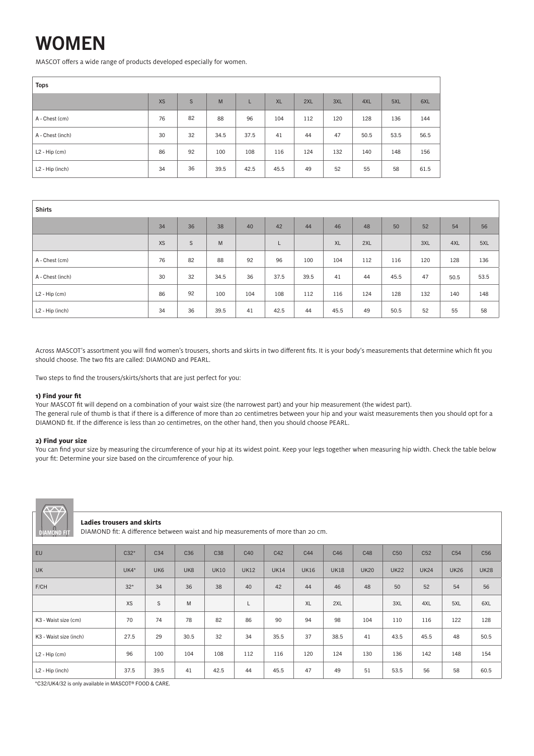# WOMEN

MASCOT offers a wide range of products developed especially for women.

| Tops | | | | | | | | | | |
|---|---|---|---|---|---|---|---|---|---|---|
| | XS | S | M | L | XL | 2XL | 3XL | 4XL | 5XL | 6XL |
| A - Chest (cm) | 76 | 82 | 88 | 96 | 104 | 112 | 120 | 128 | 136 | 144 |
| A - Chest (inch) | 30 | 32 | 34.5 | 37.5 | 41 | 44 | 47 | 50.5 | 53.5 | 56.5 |
| L2 - Hip (cm) | 86 | 92 | 100 | 108 | 116 | 124 | 132 | 140 | 148 | 156 |
| L2 - Hip (inch) | 34 | 36 | 39.5 | 42.5 | 45.5 | 49 | 52 | 55 | 58 | 61.5 |

| Shirts | | | | | | | | | | | | |
|---|---|---|---|---|---|---|---|---|---|---|---|---|
| | 34 | 36 | 38 | 40 | 42 | 44 | 46 | 48 | 50 | 52 | 54 | 56 |
| | XS | S | M | | L | | XL | 2XL | | 3XL | 4XL | 5XL |
| A - Chest (cm) | 76 | 82 | 88 | 92 | 96 | 100 | 104 | 112 | 116 | 120 | 128 | 136 |
| A - Chest (inch) | 30 | 32 | 34.5 | 36 | 37.5 | 39.5 | 41 | 44 | 45.5 | 47 | 50.5 | 53.5 |
| L2 - Hip (cm) | 86 | 92 | 100 | 104 | 108 | 112 | 116 | 124 | 128 | 132 | 140 | 148 |
| L2 - Hip (inch) | 34 | 36 | 39.5 | 41 | 42.5 | 44 | 45.5 | 49 | 50.5 | 52 | 55 | 58 |

Across MASCOT's assortment you will find women's trousers, shorts and skirts in two different fits. It is your body's measurements that determine which fit you should choose. The two fits are called: DIAMOND and PEARL.

Two steps to find the trousers/skirts/shorts that are just perfect for you:

**1) Find your fit**

Your MASCOT fit will depend on a combination of your waist size (the narrowest part) and your hip measurement (the widest part).
The general rule of thumb is that if there is a difference of more than 20 centimetres between your hip and your waist measurements then you should opt for a DIAMOND fit. If the difference is less than 20 centimetres, on the other hand, then you should choose PEARL.

**2) Find your size**

You can find your size by measuring the circumference of your hip at its widest point. Keep your legs together when measuring hip width. Check the table below your fit: Determine your size based on the circumference of your hip.

DIAMOND FIT

**Ladies trousers and skirts**

DIAMOND fit: A difference between waist and hip measurements of more than 20 cm.

| EU | C32* | C34 | C36 | C38 | C40 | C42 | C44 | C46 | C48 | C50 | C52 | C54 | C56 |
|---|---|---|---|---|---|---|---|---|---|---|---|---|---|
| UK | UK4* | UK6 | UK8 | UK10 | UK12 | UK14 | UK16 | UK18 | UK20 | UK22 | UK24 | UK26 | UK28 |
| F/CH | 32* | 34 | 36 | 38 | 40 | 42 | 44 | 46 | 48 | 50 | 52 | 54 | 56 |
| | XS | S | M | | L | | XL | 2XL | | 3XL | 4XL | 5XL | 6XL |
| K3 - Waist size (cm) | 70 | 74 | 78 | 82 | 86 | 90 | 94 | 98 | 104 | 110 | 116 | 122 | 128 |
| K3 - Waist size (inch) | 27.5 | 29 | 30.5 | 32 | 34 | 35.5 | 37 | 38.5 | 41 | 43.5 | 45.5 | 48 | 50.5 |
| L2 - Hip (cm) | 96 | 100 | 104 | 108 | 112 | 116 | 120 | 124 | 130 | 136 | 142 | 148 | 154 |
| L2 - Hip (inch) | 37.5 | 39.5 | 41 | 42.5 | 44 | 45.5 | 47 | 49 | 51 | 53.5 | 56 | 58 | 60.5 |

*C32/UK4/32 is only available in MASCOT® FOOD & CARE.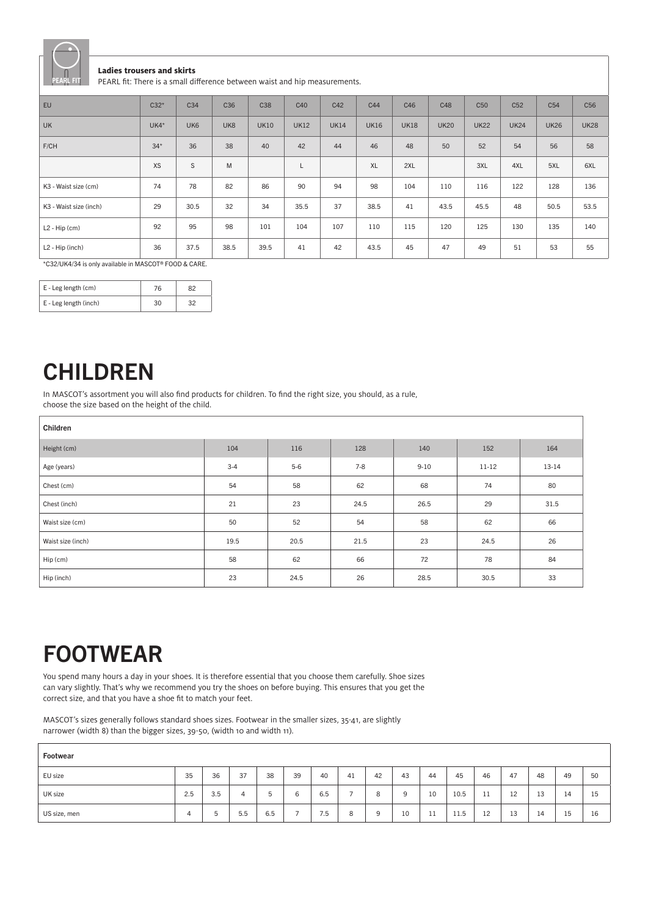**Ladies trousers and skirts**

PEARL fit: There is a small difference between waist and hip measurements.

| EU | C32* | C34 | C36 | C38 | C40 | C42 | C44 | C46 | C48 | C50 | C52 | C54 | C56 |
|---|---|---|---|---|---|---|---|---|---|---|---|---|---|
| UK | UK4* | UK6 | UK8 | UK10 | UK12 | UK14 | UK16 | UK18 | UK20 | UK22 | UK24 | UK26 | UK28 |
| F/CH | 34* | 36 | 38 | 40 | 42 | 44 | 46 | 48 | 50 | 52 | 54 | 56 | 58 |
| | XS | S | M | | L | | XL | 2XL | | 3XL | 4XL | 5XL | 6XL |
| K3 - Waist size (cm) | 74 | 78 | 82 | 86 | 90 | 94 | 98 | 104 | 110 | 116 | 122 | 128 | 136 |
| K3 - Waist size (inch) | 29 | 30.5 | 32 | 34 | 35.5 | 37 | 38.5 | 41 | 43.5 | 45.5 | 48 | 50.5 | 53.5 |
| L2 - Hip (cm) | 92 | 95 | 98 | 101 | 104 | 107 | 110 | 115 | 120 | 125 | 130 | 135 | 140 |
| L2 - Hip (inch) | 36 | 37.5 | 38.5 | 39.5 | 41 | 42 | 43.5 | 45 | 47 | 49 | 51 | 53 | 55 |

*C32/UK4/34 is only available in MASCOT® FOOD & CARE.

| | | |
|---|---|---|
| E - Leg length (cm) | 76 | 82 |
| E - Leg length (inch) | 30 | 32 |

# CHILDREN

In MASCOT's assortment you will also find products for children. To find the right size, you should, as a rule, choose the size based on the height of the child.

**Children**

| Height (cm) | 104 | 116 | 128 | 140 | 152 | 164 |
|---|---|---|---|---|---|---|
| Age (years) | 3-4 | 5-6 | 7-8 | 9-10 | 11-12 | 13-14 |
| Chest (cm) | 54 | 58 | 62 | 68 | 74 | 80 |
| Chest (inch) | 21 | 23 | 24.5 | 26.5 | 29 | 31.5 |
| Waist size (cm) | 50 | 52 | 54 | 58 | 62 | 66 |
| Waist size (inch) | 19.5 | 20.5 | 21.5 | 23 | 24.5 | 26 |
| Hip (cm) | 58 | 62 | 66 | 72 | 78 | 84 |
| Hip (inch) | 23 | 24.5 | 26 | 28.5 | 30.5 | 33 |

# FOOTWEAR

You spend many hours a day in your shoes. It is therefore essential that you choose them carefully. Shoe sizes can vary slightly. That's why we recommend you try the shoes on before buying. This ensures that you get the correct size, and that you have a shoe fit to match your feet.

MASCOT's sizes generally follows standard shoes sizes. Footwear in the smaller sizes, 35-41, are slightly narrower (width 8) than the bigger sizes, 39-50, (width 10 and width 11).

**Footwear**

| EU size | 35 | 36 | 37 | 38 | 39 | 40 | 41 | 42 | 43 | 44 | 45 | 46 | 47 | 48 | 49 | 50 |
|---|---|---|---|---|---|---|---|---|---|---|---|---|---|---|---|---|
| UK size | 2.5 | 3.5 | 4 | 5 | 6 | 6.5 | 7 | 8 | 9 | 10 | 10.5 | 11 | 12 | 13 | 14 | 15 |
| US size, men | 4 | 5 | 5.5 | 6.5 | 7 | 7.5 | 8 | 9 | 10 | 11 | 11.5 | 12 | 13 | 14 | 15 | 16 |